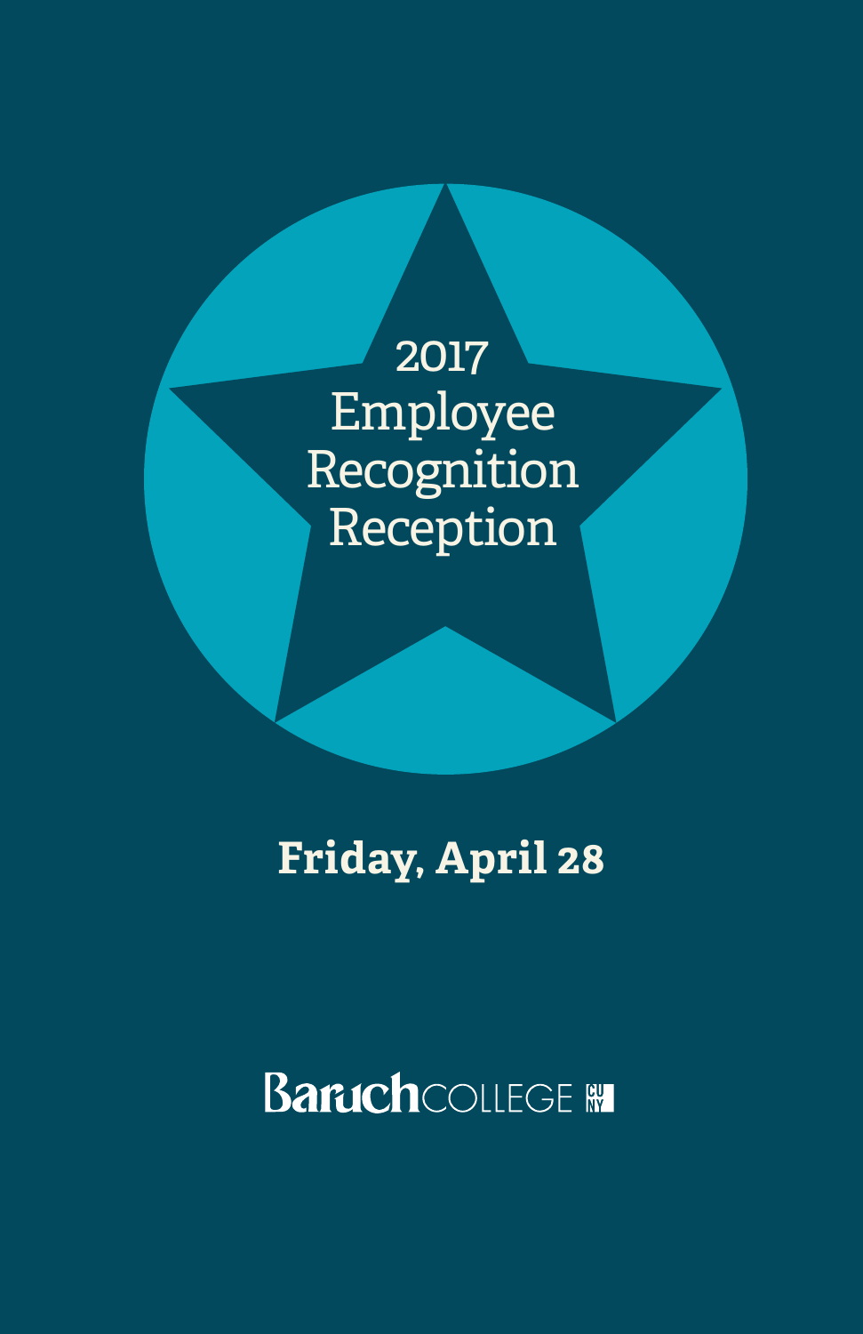# 2017 Employee Recognition Reception

**Friday, April 28**

Baruch COLLEGE CUNY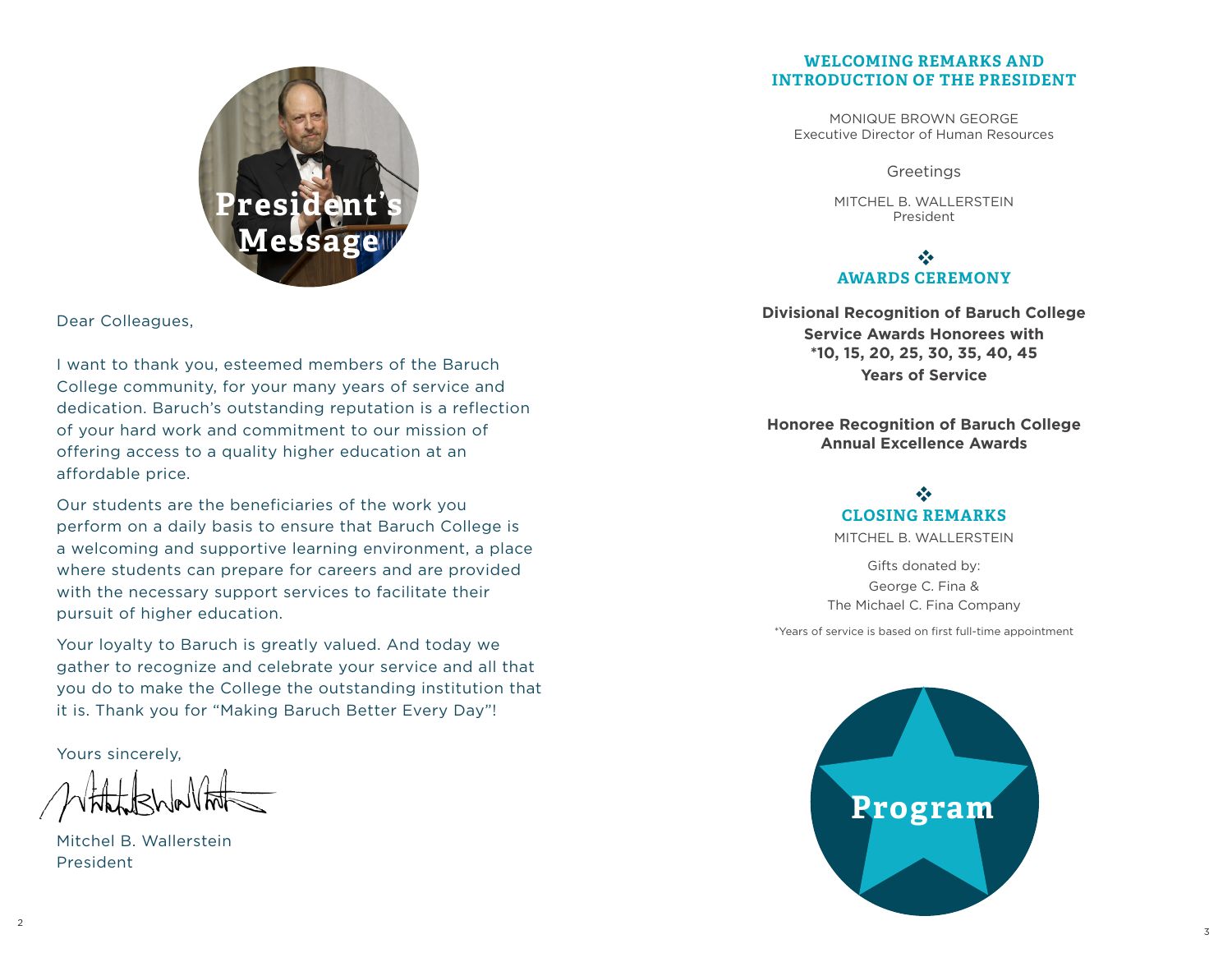# President's Message

Dear Colleagues,

I want to thank you, esteemed members of the Baruch College community, for your many years of service and dedication. Baruch's outstanding reputation is a reflection of your hard work and commitment to our mission of offering access to a quality higher education at an affordable price.

Our students are the beneficiaries of the work you perform on a daily basis to ensure that Baruch College is a welcoming and supportive learning environment, a place where students can prepare for careers and are provided with the necessary support services to facilitate their pursuit of higher education.

Your loyalty to Baruch is greatly valued. And today we gather to recognize and celebrate your service and all that you do to make the College the outstanding institution that it is. Thank you for "Making Baruch Better Every Day"!

Yours sincerely,

Mitchel B. Wallerstein
President

# Program

## WELCOMING REMARKS AND INTRODUCTION OF THE PRESIDENT

MONIQUE BROWN GEORGE
Executive Director of Human Resources

Greetings

MITCHEL B. WALLERSTEIN
President

## AWARDS CEREMONY

**Divisional Recognition of Baruch College Service Awards Honorees with *10, 15, 20, 25, 30, 35, 40, 45 Years of Service**

**Honoree Recognition of Baruch College Annual Excellence Awards**

## CLOSING REMARKS

MITCHEL B. WALLERSTEIN

Gifts donated by:
George C. Fina &
The Michael C. Fina Company

*Years of service is based on first full-time appointment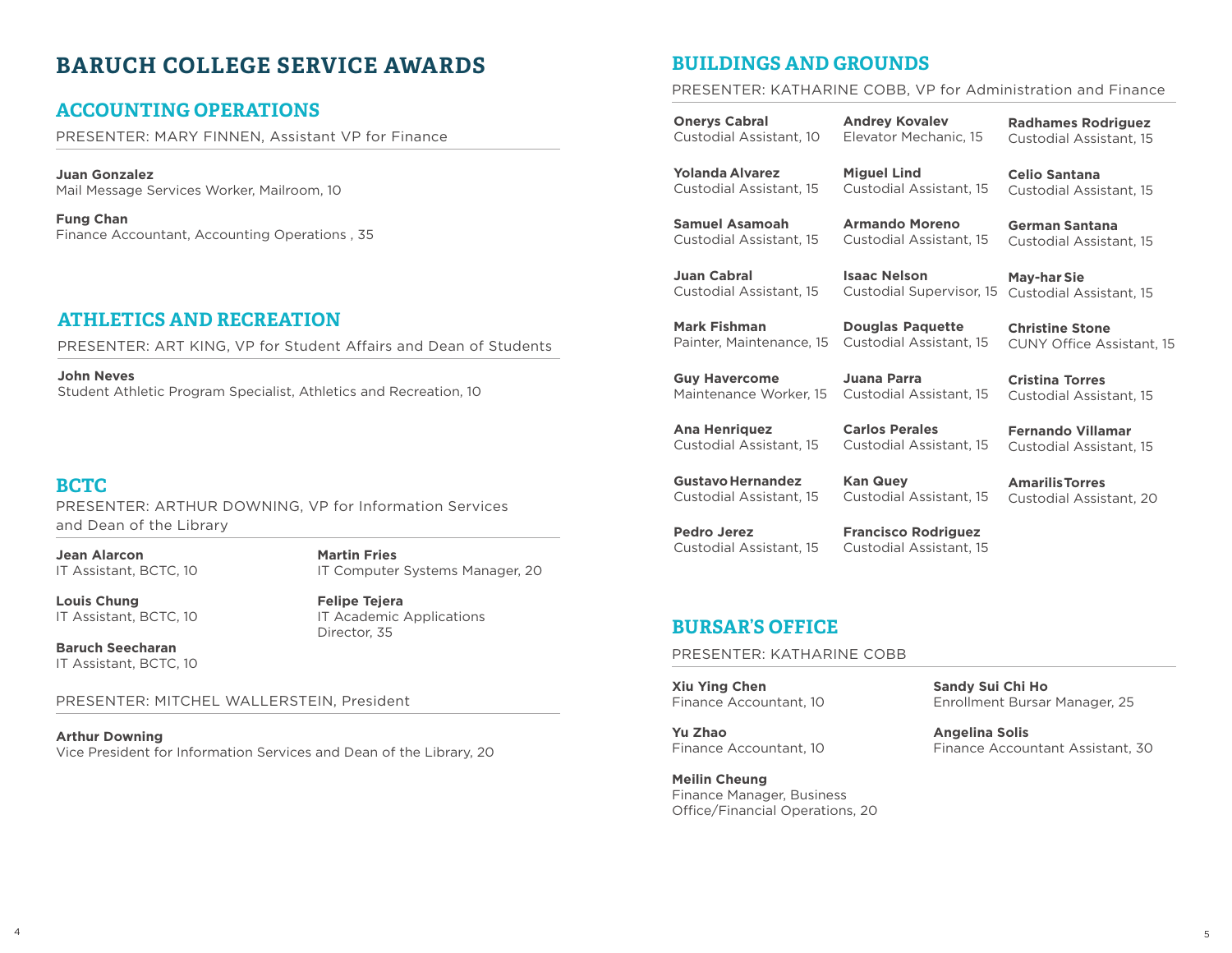# BARUCH COLLEGE SERVICE AWARDS

## ACCOUNTING OPERATIONS

PRESENTER: MARY FINNEN, Assistant VP for Finance

**Juan Gonzalez**
Mail Message Services Worker, Mailroom, 10

**Fung Chan**
Finance Accountant, Accounting Operations , 35

## ATHLETICS AND RECREATION

PRESENTER: ART KING, VP for Student Affairs and Dean of Students

**John Neves**
Student Athletic Program Specialist, Athletics and Recreation, 10

## BCTC

PRESENTER: ARTHUR DOWNING, VP for Information Services and Dean of the Library

**Jean Alarcon**
IT Assistant, BCTC, 10

**Louis Chung**
IT Assistant, BCTC, 10

**Baruch Seecharan**
IT Assistant, BCTC, 10

**Martin Fries**
IT Computer Systems Manager, 20

**Felipe Tejera**
IT Academic Applications Director, 35

PRESENTER: MITCHEL WALLERSTEIN, President

**Arthur Downing**
Vice President for Information Services and Dean of the Library, 20

## BUILDINGS AND GROUNDS

PRESENTER: KATHARINE COBB, VP for Administration and Finance

**Onerys Cabral**
Custodial Assistant, 10

**Yolanda Alvarez**
Custodial Assistant, 15

**Samuel Asamoah**
Custodial Assistant, 15

**Juan Cabral**
Custodial Assistant, 15

**Mark Fishman**
Painter, Maintenance, 15

**Guy Havercome**
Maintenance Worker, 15

**Ana Henriquez**
Custodial Assistant, 15

**Gustavo Hernandez**
Custodial Assistant, 15

**Pedro Jerez**
Custodial Assistant, 15

**Andrey Kovalev**
Elevator Mechanic, 15

**Miguel Lind**
Custodial Assistant, 15

**Armando Moreno**
Custodial Assistant, 15

**Isaac Nelson**
Custodial Supervisor, 15

**Douglas Paquette**
Custodial Assistant, 15

**Juana Parra**
Custodial Assistant, 15

**Carlos Perales**
Custodial Assistant, 15

**Kan Quey**
Custodial Assistant, 15

**Francisco Rodriguez**
Custodial Assistant, 15

**Radhames Rodriguez**
Custodial Assistant, 15

**Celio Santana**
Custodial Assistant, 15

**German Santana**
Custodial Assistant, 15

**May-har Sie**
Custodial Assistant, 15

**Christine Stone**
CUNY Office Assistant, 15

**Cristina Torres**
Custodial Assistant, 15

**Fernando Villamar**
Custodial Assistant, 15

**Amarilis Torres**
Custodial Assistant, 20

## BURSAR'S OFFICE

PRESENTER: KATHARINE COBB

**Xiu Ying Chen**
Finance Accountant, 10

**Yu Zhao**
Finance Accountant, 10

**Meilin Cheung**
Finance Manager, Business Office/Financial Operations, 20

**Sandy Sui Chi Ho**
Enrollment Bursar Manager, 25

**Angelina Solis**
Finance Accountant Assistant, 30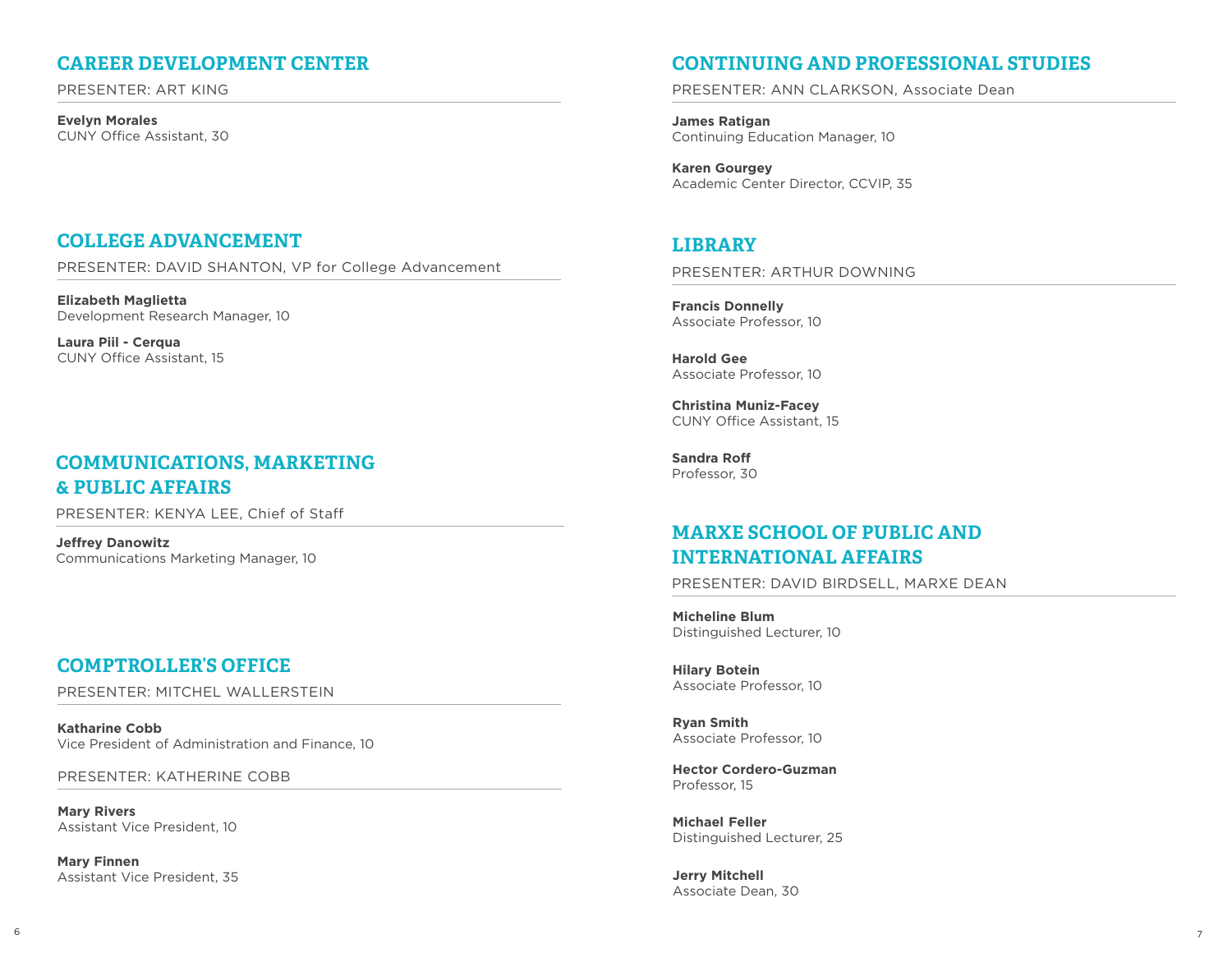## CAREER DEVELOPMENT CENTER

PRESENTER: ART KING

**Evelyn Morales**
CUNY Office Assistant, 30

## COLLEGE ADVANCEMENT

PRESENTER: DAVID SHANTON, VP for College Advancement

**Elizabeth Maglietta**
Development Research Manager, 10

**Laura Piil - Cerqua**
CUNY Office Assistant, 15

## COMMUNICATIONS, MARKETING & PUBLIC AFFAIRS

PRESENTER: KENYA LEE, Chief of Staff

**Jeffrey Danowitz**
Communications Marketing Manager, 10

## COMPTROLLER'S OFFICE

PRESENTER: MITCHEL WALLERSTEIN

**Katharine Cobb**
Vice President of Administration and Finance, 10

PRESENTER: KATHERINE COBB

**Mary Rivers**
Assistant Vice President, 10

**Mary Finnen**
Assistant Vice President, 35

## CONTINUING AND PROFESSIONAL STUDIES

PRESENTER: ANN CLARKSON, Associate Dean

**James Ratigan**
Continuing Education Manager, 10

**Karen Gourgey**
Academic Center Director, CCVIP, 35

## LIBRARY

PRESENTER: ARTHUR DOWNING

**Francis Donnelly**
Associate Professor, 10

**Harold Gee**
Associate Professor, 10

**Christina Muniz-Facey**
CUNY Office Assistant, 15

**Sandra Roff**
Professor, 30

## MARXE SCHOOL OF PUBLIC AND INTERNATIONAL AFFAIRS

PRESENTER: DAVID BIRDSELL, MARXE DEAN

**Micheline Blum**
Distinguished Lecturer, 10

**Hilary Botein**
Associate Professor, 10

**Ryan Smith**
Associate Professor, 10

**Hector Cordero-Guzman**
Professor, 15

**Michael Feller**
Distinguished Lecturer, 25

**Jerry Mitchell**
Associate Dean, 30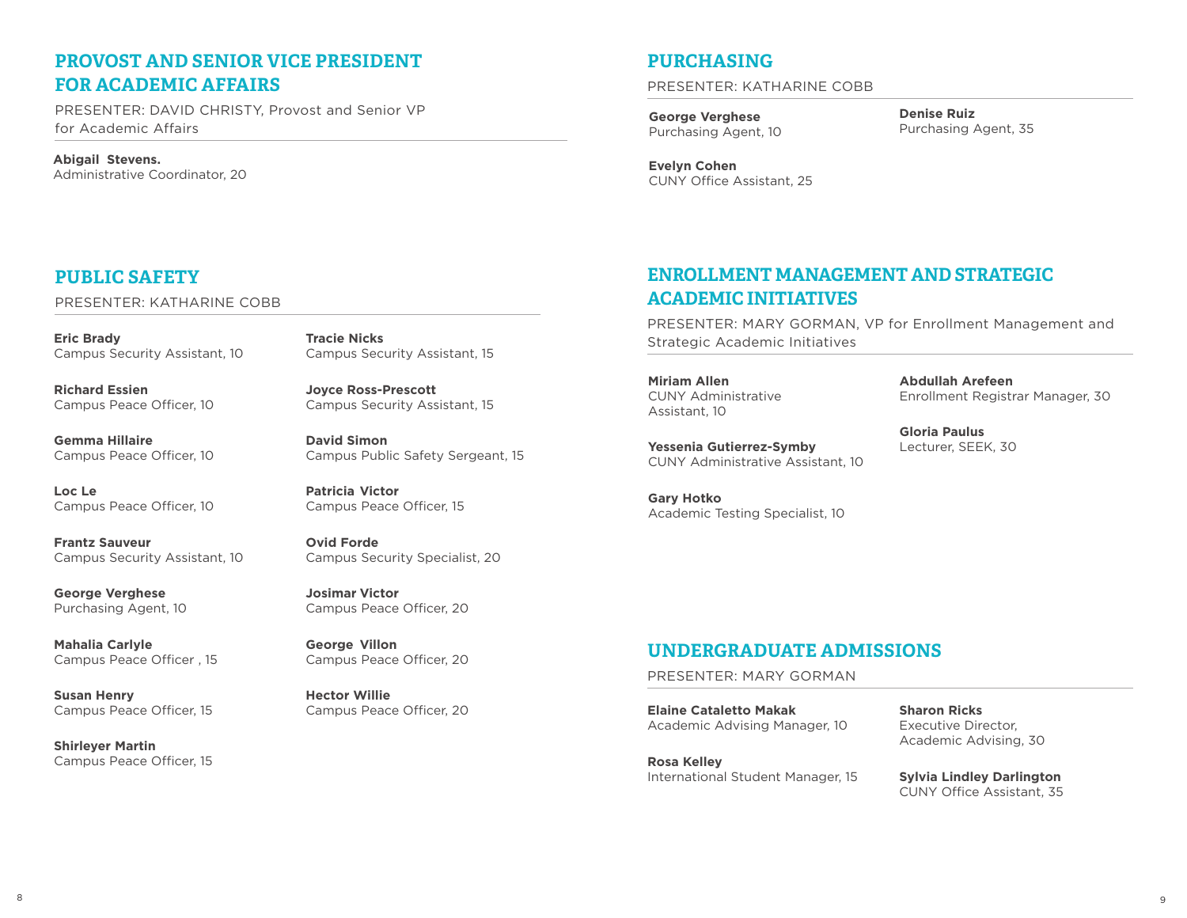## PROVOST AND SENIOR VICE PRESIDENT FOR ACADEMIC AFFAIRS

PRESENTER: DAVID CHRISTY, Provost and Senior VP for Academic Affairs

**Abigail Stevens.**
Administrative Coordinator, 20

## PUBLIC SAFETY

PRESENTER: KATHARINE COBB

**Eric Brady**
Campus Security Assistant, 10

**Richard Essien**
Campus Peace Officer, 10

**Gemma Hillaire**
Campus Peace Officer, 10

**Loc Le**
Campus Peace Officer, 10

**Frantz Sauveur**
Campus Security Assistant, 10

**George Verghese**
Purchasing Agent, 10

**Mahalia Carlyle**
Campus Peace Officer , 15

**Susan Henry**
Campus Peace Officer, 15

**Shirleyer Martin**
Campus Peace Officer, 15

**Tracie Nicks**
Campus Security Assistant, 15

**Joyce Ross-Prescott**
Campus Security Assistant, 15

**David Simon**
Campus Public Safety Sergeant, 15

**Patricia Victor**
Campus Peace Officer, 15

**Ovid Forde**
Campus Security Specialist, 20

**Josimar Victor**
Campus Peace Officer, 20

**George Villon**
Campus Peace Officer, 20

**Hector Willie**
Campus Peace Officer, 20

## PURCHASING

PRESENTER: KATHARINE COBB

**George Verghese**
Purchasing Agent, 10

**Evelyn Cohen**
CUNY Office Assistant, 25

**Denise Ruiz**
Purchasing Agent, 35

## ENROLLMENT MANAGEMENT AND STRATEGIC ACADEMIC INITIATIVES

PRESENTER: MARY GORMAN, VP for Enrollment Management and Strategic Academic Initiatives

**Miriam Allen**
CUNY Administrative Assistant, 10

**Yessenia Gutierrez-Symby**
CUNY Administrative Assistant, 10

**Gary Hotko**
Academic Testing Specialist, 10

**Abdullah Arefeen**
Enrollment Registrar Manager, 30

**Gloria Paulus**
Lecturer, SEEK, 30

## UNDERGRADUATE ADMISSIONS

PRESENTER: MARY GORMAN

**Elaine Cataletto Makak**
Academic Advising Manager, 10

**Rosa Kelley**
International Student Manager, 15

**Sharon Ricks**
Executive Director, Academic Advising, 30

**Sylvia Lindley Darlington**
CUNY Office Assistant, 35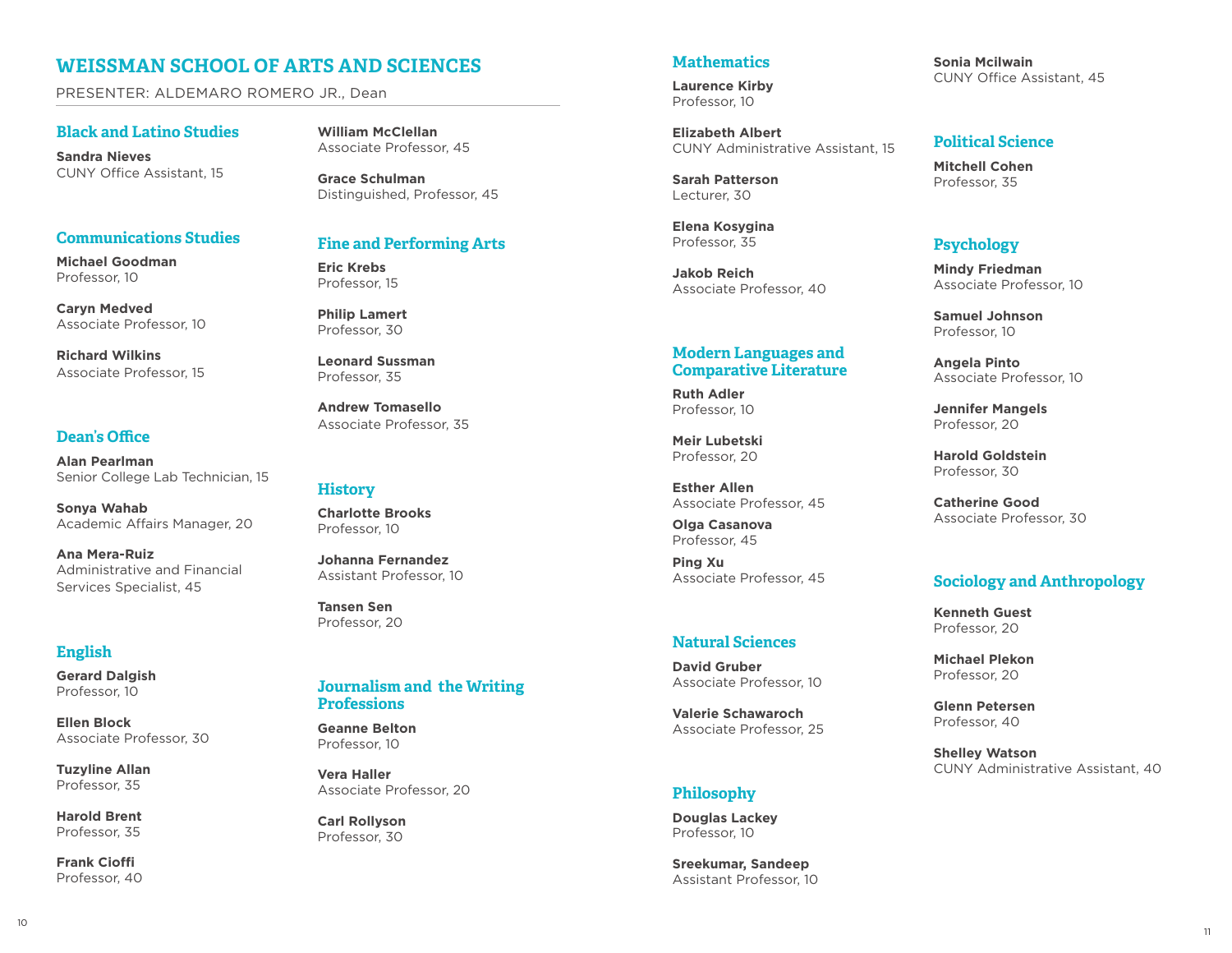# WEISSMAN SCHOOL OF ARTS AND SCIENCES

PRESENTER: ALDEMARO ROMERO JR., Dean

## Black and Latino Studies

**Sandra Nieves**
CUNY Office Assistant, 15

## Communications Studies

**Michael Goodman**
Professor, 10

**Caryn Medved**
Associate Professor, 10

**Richard Wilkins**
Associate Professor, 15

## Dean's Office

**Alan Pearlman**
Senior College Lab Technician, 15

**Sonya Wahab**
Academic Affairs Manager, 20

**Ana Mera-Ruiz**
Administrative and Financial Services Specialist, 45

## English

**Gerard Dalgish**
Professor, 10

**Ellen Block**
Associate Professor, 30

**Tuzyline Allan**
Professor, 35

**Harold Brent**
Professor, 35

**Frank Cioffi**
Professor, 40

**William McClellan**
Associate Professor, 45

**Grace Schulman**
Distinguished, Professor, 45

## Fine and Performing Arts

**Eric Krebs**
Professor, 15

**Philip Lamert**
Professor, 30

**Leonard Sussman**
Professor, 35

**Andrew Tomasello**
Associate Professor, 35

## History

**Charlotte Brooks**
Professor, 10

**Johanna Fernandez**
Assistant Professor, 10

**Tansen Sen**
Professor, 20

## Journalism and the Writing Professions

**Geanne Belton**
Professor, 10

**Vera Haller**
Associate Professor, 20

**Carl Rollyson**
Professor, 30

## Mathematics

**Laurence Kirby**
Professor, 10

**Elizabeth Albert**
CUNY Administrative Assistant, 15

**Sarah Patterson**
Lecturer, 30

**Elena Kosygina**
Professor, 35

**Jakob Reich**
Associate Professor, 40

## Modern Languages and Comparative Literature

**Ruth Adler**
Professor, 10

**Meir Lubetski**
Professor, 20

**Esther Allen**
Associate Professor, 45

**Olga Casanova**
Professor, 45

**Ping Xu**
Associate Professor, 45

## Natural Sciences

**David Gruber**
Associate Professor, 10

**Valerie Schawaroch**
Associate Professor, 25

## Philosophy

**Douglas Lackey**
Professor, 10

**Sreekumar, Sandeep**
Assistant Professor, 10

**Sonia Mcilwain**
CUNY Office Assistant, 45

## Political Science

**Mitchell Cohen**
Professor, 35

## Psychology

**Mindy Friedman**
Associate Professor, 10

**Samuel Johnson**
Professor, 10

**Angela Pinto**
Associate Professor, 10

**Jennifer Mangels**
Professor, 20

**Harold Goldstein**
Professor, 30

**Catherine Good**
Associate Professor, 30

## Sociology and Anthropology

**Kenneth Guest**
Professor, 20

**Michael Plekon**
Professor, 20

**Glenn Petersen**
Professor, 40

**Shelley Watson**
CUNY Administrative Assistant, 40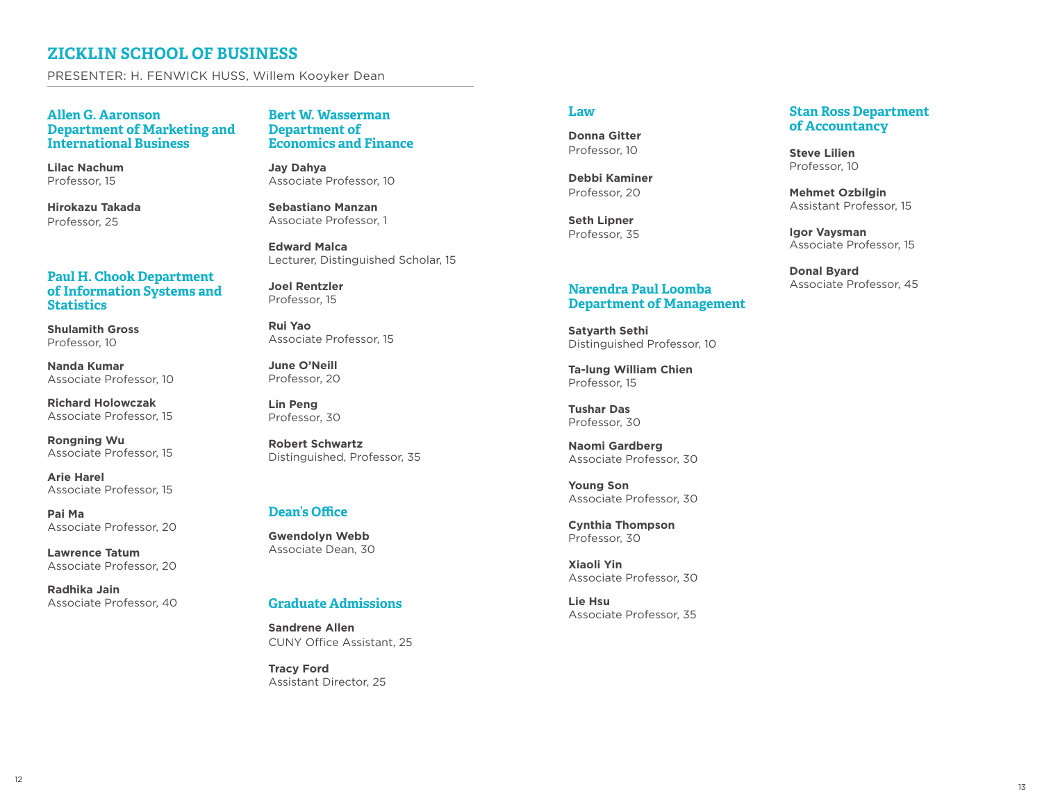# ZICKLIN SCHOOL OF BUSINESS

PRESENTER: H. FENWICK HUSS, Willem Kooyker Dean

## Allen G. Aaronson Department of Marketing and International Business

**Lilac Nachum**
Professor, 15

**Hirokazu Takada**
Professor, 25

## Paul H. Chook Department of Information Systems and Statistics

**Shulamith Gross**
Professor, 10

**Nanda Kumar**
Associate Professor, 10

**Richard Holowczak**
Associate Professor, 15

**Rongning Wu**
Associate Professor, 15

**Arie Harel**
Associate Professor, 15

**Pai Ma**
Associate Professor, 20

**Lawrence Tatum**
Associate Professor, 20

**Radhika Jain**
Associate Professor, 40

## Bert W. Wasserman Department of Economics and Finance

**Jay Dahya**
Associate Professor, 10

**Sebastiano Manzan**
Associate Professor, 1

**Edward Malca**
Lecturer, Distinguished Scholar, 15

**Joel Rentzler**
Professor, 15

**Rui Yao**
Associate Professor, 15

**June O'Neill**
Professor, 20

**Lin Peng**
Professor, 30

**Robert Schwartz**
Distinguished, Professor, 35

## Dean's Office

**Gwendolyn Webb**
Associate Dean, 30

## Graduate Admissions

**Sandrene Allen**
CUNY Office Assistant, 25

**Tracy Ford**
Assistant Director, 25

## Law

**Donna Gitter**
Professor, 10

**Debbi Kaminer**
Professor, 20

**Seth Lipner**
Professor, 35

## Narendra Paul Loomba Department of Management

**Satyarth Sethi**
Distinguished Professor, 10

**Ta-lung William Chien**
Professor, 15

**Tushar Das**
Professor, 30

**Naomi Gardberg**
Associate Professor, 30

**Young Son**
Associate Professor, 30

**Cynthia Thompson**
Professor, 30

**Xiaoli Yin**
Associate Professor, 30

**Lie Hsu**
Associate Professor, 35

## Stan Ross Department of Accountancy

**Steve Lilien**
Professor, 10

**Mehmet Ozbilgin**
Assistant Professor, 15

**Igor Vaysman**
Associate Professor, 15

**Donal Byard**
Associate Professor, 45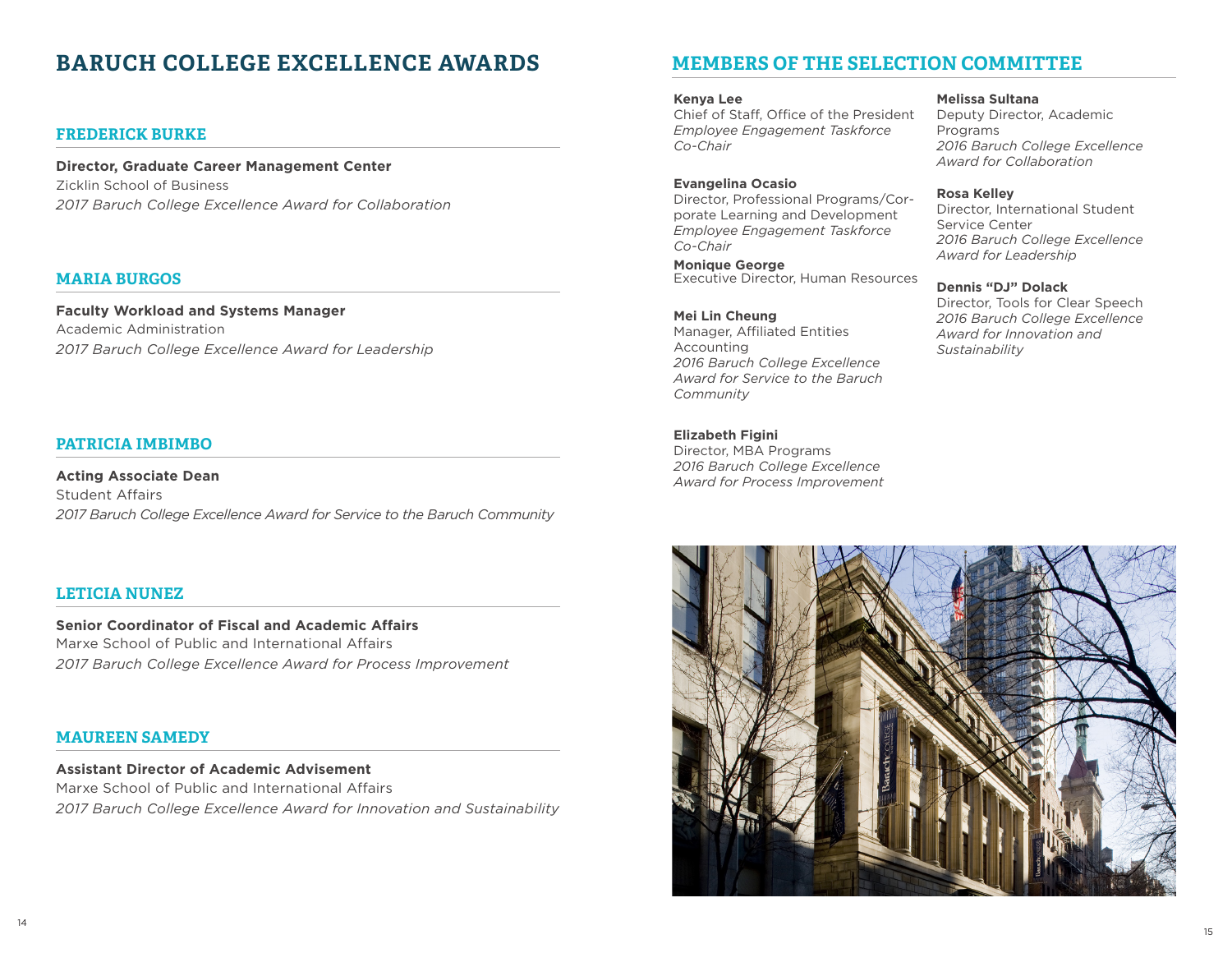# BARUCH COLLEGE EXCELLENCE AWARDS

## FREDERICK BURKE

**Director, Graduate Career Management Center**
Zicklin School of Business
*2017 Baruch College Excellence Award for Collaboration*

## MARIA BURGOS

**Faculty Workload and Systems Manager**
Academic Administration
*2017 Baruch College Excellence Award for Leadership*

## PATRICIA IMBIMBO

**Acting Associate Dean**
Student Affairs
*2017 Baruch College Excellence Award for Service to the Baruch Community*

## LETICIA NUNEZ

**Senior Coordinator of Fiscal and Academic Affairs**
Marxe School of Public and International Affairs
*2017 Baruch College Excellence Award for Process Improvement*

## MAUREEN SAMEDY

**Assistant Director of Academic Advisement**
Marxe School of Public and International Affairs
*2017 Baruch College Excellence Award for Innovation and Sustainability*

# MEMBERS OF THE SELECTION COMMITTEE

**Kenya Lee**
Chief of Staff, Office of the President
*Employee Engagement Taskforce Co-Chair*

**Evangelina Ocasio**
Director, Professional Programs/Corporate Learning and Development
*Employee Engagement Taskforce Co-Chair*

**Monique George**
Executive Director, Human Resources

**Mei Lin Cheung**
Manager, Affiliated Entities Accounting
*2016 Baruch College Excellence Award for Service to the Baruch Community*

**Elizabeth Figini**
Director, MBA Programs
*2016 Baruch College Excellence Award for Process Improvement*

**Melissa Sultana**
Deputy Director, Academic Programs
*2016 Baruch College Excellence Award for Collaboration*

**Rosa Kelley**
Director, International Student Service Center
*2016 Baruch College Excellence Award for Leadership*

**Dennis "DJ" Dolack**
Director, Tools for Clear Speech
*2016 Baruch College Excellence Award for Innovation and Sustainability*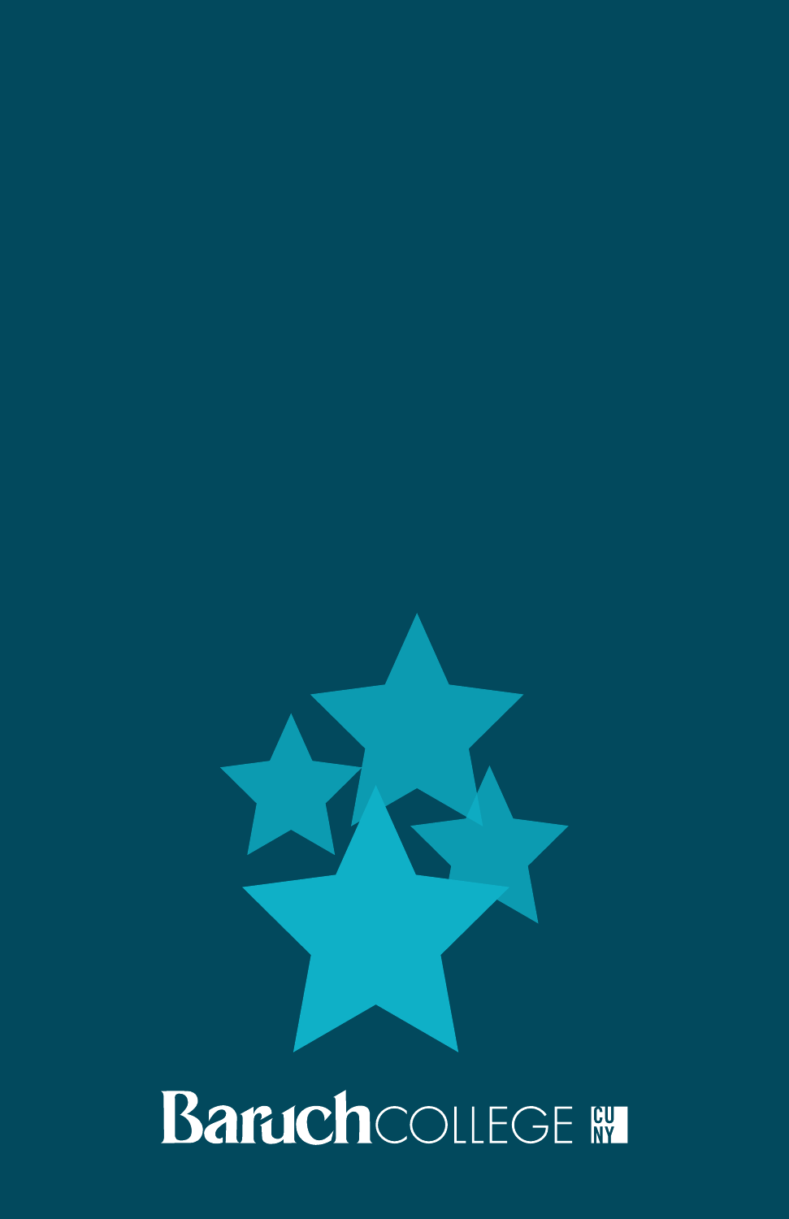Baruch COLLEGE CUNY